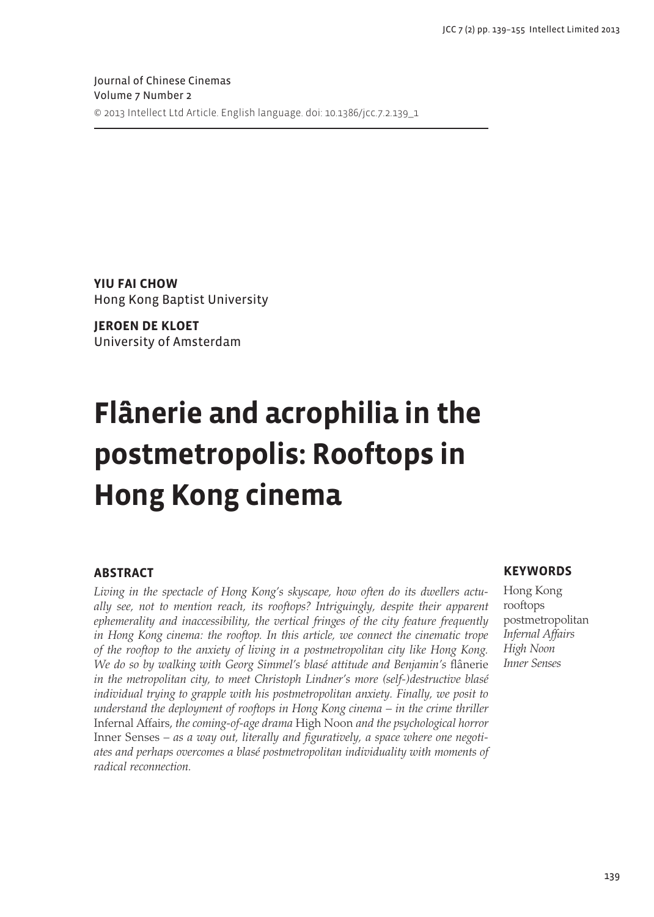Journal of Chinese Cinemas
Volume 7 Number 2
© 2013 Intellect Ltd Article. English language. doi: 10.1386/jcc.7.2.139_1

**YIU FAI CHOW**
Hong Kong Baptist University

**JEROEN DE KLOET**
University of Amsterdam

# Flânerie and acrophilia in the postmetropolis: Rooftops in Hong Kong cinema

## ABSTRACT

*Living in the spectacle of Hong Kong's skyscape, how often do its dwellers actually see, not to mention reach, its rooftops? Intriguingly, despite their apparent ephemerality and inaccessibility, the vertical fringes of the city feature frequently in Hong Kong cinema: the rooftop. In this article, we connect the cinematic trope of the rooftop to the anxiety of living in a postmetropolitan city like Hong Kong. We do so by walking with Georg Simmel's blasé attitude and Benjamin's* flânerie *in the metropolitan city, to meet Christoph Lindner's more (self-)destructive blasé individual trying to grapple with his postmetropolitan anxiety. Finally, we posit to understand the deployment of rooftops in Hong Kong cinema – in the crime thriller* Infernal Affairs, *the coming-of-age drama* High Noon *and the psychological horror* Inner Senses *– as a way out, literally and figuratively, a space where one negotiates and perhaps overcomes a blasé postmetropolitan individuality with moments of radical reconnection.*

## KEYWORDS

Hong Kong
rooftops
postmetropolitan
*Infernal Affairs*
*High Noon*
*Inner Senses*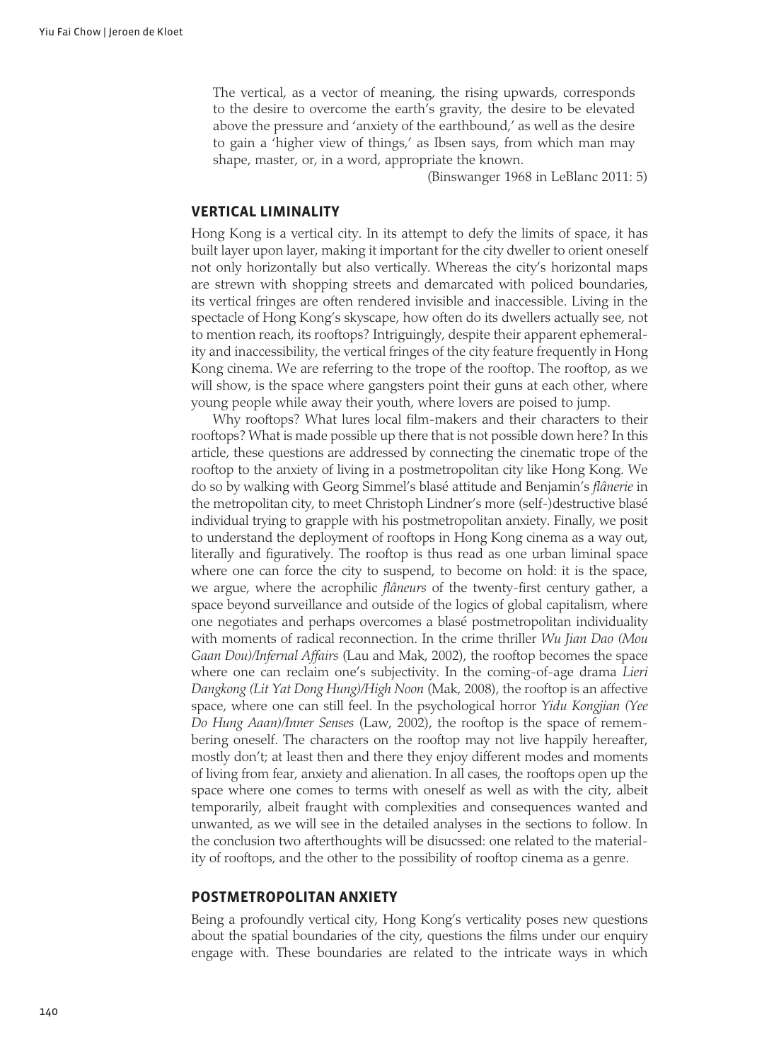> The vertical, as a vector of meaning, the rising upwards, corresponds to the desire to overcome the earth's gravity, the desire to be elevated above the pressure and 'anxiety of the earthbound,' as well as the desire to gain a 'higher view of things,' as Ibsen says, from which man may shape, master, or, in a word, appropriate the known.
>
> (Binswanger 1968 in LeBlanc 2011: 5)

## VERTICAL LIMINALITY

Hong Kong is a vertical city. In its attempt to defy the limits of space, it has built layer upon layer, making it important for the city dweller to orient oneself not only horizontally but also vertically. Whereas the city's horizontal maps are strewn with shopping streets and demarcated with policed boundaries, its vertical fringes are often rendered invisible and inaccessible. Living in the spectacle of Hong Kong's skyscape, how often do its dwellers actually see, not to mention reach, its rooftops? Intriguingly, despite their apparent ephemerality and inaccessibility, the vertical fringes of the city feature frequently in Hong Kong cinema. We are referring to the trope of the rooftop. The rooftop, as we will show, is the space where gangsters point their guns at each other, where young people while away their youth, where lovers are poised to jump.

Why rooftops? What lures local film-makers and their characters to their rooftops? What is made possible up there that is not possible down here? In this article, these questions are addressed by connecting the cinematic trope of the rooftop to the anxiety of living in a postmetropolitan city like Hong Kong. We do so by walking with Georg Simmel's blasé attitude and Benjamin's *flânerie* in the metropolitan city, to meet Christoph Lindner's more (self-)destructive blasé individual trying to grapple with his postmetropolitan anxiety. Finally, we posit to understand the deployment of rooftops in Hong Kong cinema as a way out, literally and figuratively. The rooftop is thus read as one urban liminal space where one can force the city to suspend, to become on hold: it is the space, we argue, where the acrophilic *flâneurs* of the twenty-first century gather, a space beyond surveillance and outside of the logics of global capitalism, where one negotiates and perhaps overcomes a blasé postmetropolitan individuality with moments of radical reconnection. In the crime thriller *Wu Jian Dao (Mou Gaan Dou)/Infernal Affairs* (Lau and Mak, 2002), the rooftop becomes the space where one can reclaim one's subjectivity. In the coming-of-age drama *Lieri Dangkong (Lit Yat Dong Hung)/High Noon* (Mak, 2008), the rooftop is an affective space, where one can still feel. In the psychological horror *Yidu Kongjian (Yee Do Hung Aaan)/Inner Senses* (Law, 2002), the rooftop is the space of remembering oneself. The characters on the rooftop may not live happily hereafter, mostly don't; at least then and there they enjoy different modes and moments of living from fear, anxiety and alienation. In all cases, the rooftops open up the space where one comes to terms with oneself as well as with the city, albeit temporarily, albeit fraught with complexities and consequences wanted and unwanted, as we will see in the detailed analyses in the sections to follow. In the conclusion two afterthoughts will be disucssed: one related to the materiality of rooftops, and the other to the possibility of rooftop cinema as a genre.

## POSTMETROPOLITAN ANXIETY

Being a profoundly vertical city, Hong Kong's verticality poses new questions about the spatial boundaries of the city, questions the films under our enquiry engage with. These boundaries are related to the intricate ways in which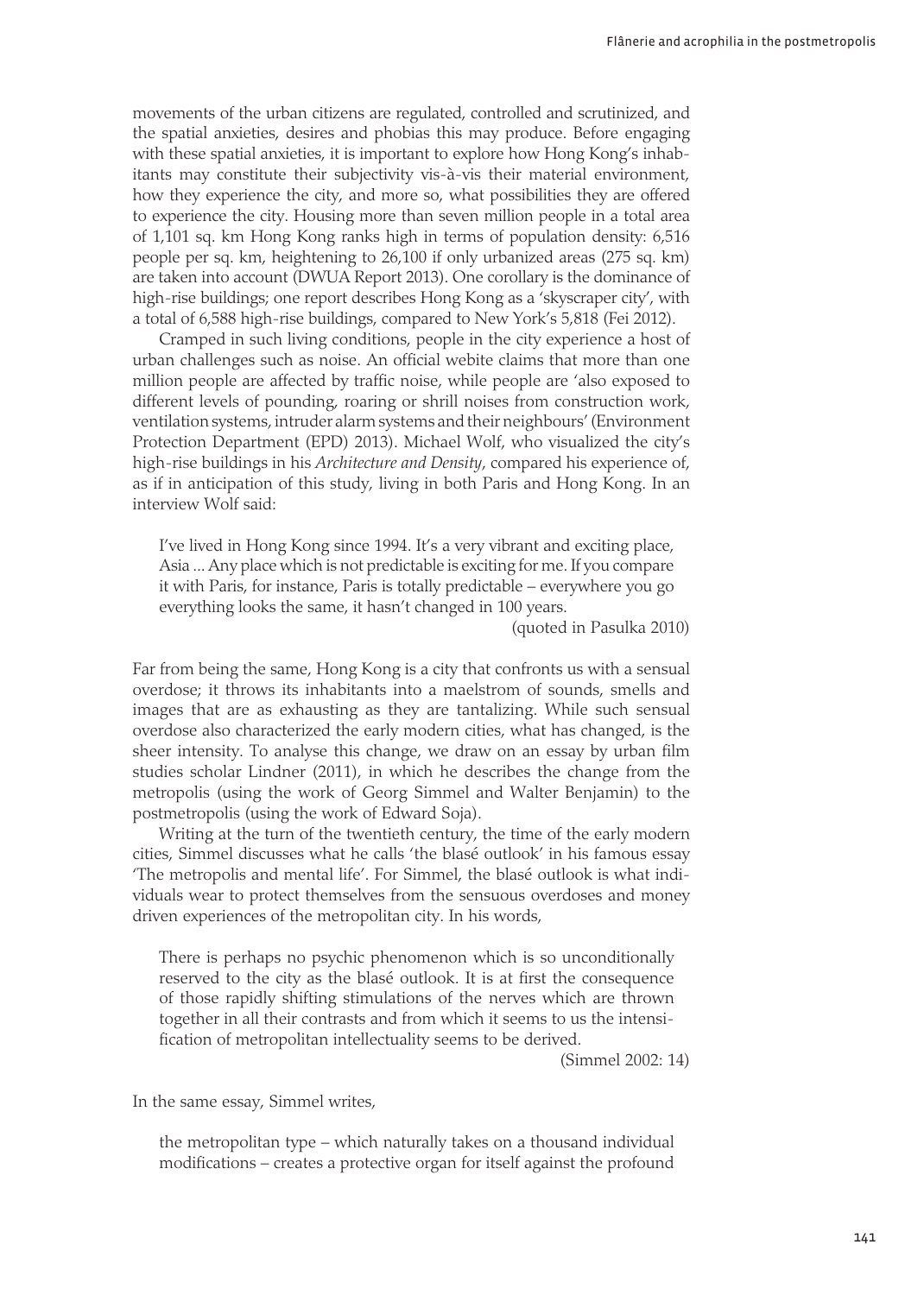movements of the urban citizens are regulated, controlled and scrutinized, and the spatial anxieties, desires and phobias this may produce. Before engaging with these spatial anxieties, it is important to explore how Hong Kong's inhabitants may constitute their subjectivity vis-à-vis their material environment, how they experience the city, and more so, what possibilities they are offered to experience the city. Housing more than seven million people in a total area of 1,101 sq. km Hong Kong ranks high in terms of population density: 6,516 people per sq. km, heightening to 26,100 if only urbanized areas (275 sq. km) are taken into account (DWUA Report 2013). One corollary is the dominance of high-rise buildings; one report describes Hong Kong as a 'skyscraper city', with a total of 6,588 high-rise buildings, compared to New York's 5,818 (Fei 2012).

Cramped in such living conditions, people in the city experience a host of urban challenges such as noise. An official webite claims that more than one million people are affected by traffic noise, while people are 'also exposed to different levels of pounding, roaring or shrill noises from construction work, ventilation systems, intruder alarm systems and their neighbours' (Environment Protection Department (EPD) 2013). Michael Wolf, who visualized the city's high-rise buildings in his *Architecture and Density*, compared his experience of, as if in anticipation of this study, living in both Paris and Hong Kong. In an interview Wolf said:

> I've lived in Hong Kong since 1994. It's a very vibrant and exciting place, Asia ... Any place which is not predictable is exciting for me. If you compare it with Paris, for instance, Paris is totally predictable – everywhere you go everything looks the same, it hasn't changed in 100 years.
>
> (quoted in Pasulka 2010)

Far from being the same, Hong Kong is a city that confronts us with a sensual overdose; it throws its inhabitants into a maelstrom of sounds, smells and images that are as exhausting as they are tantalizing. While such sensual overdose also characterized the early modern cities, what has changed, is the sheer intensity. To analyse this change, we draw on an essay by urban film studies scholar Lindner (2011), in which he describes the change from the metropolis (using the work of Georg Simmel and Walter Benjamin) to the postmetropolis (using the work of Edward Soja).

Writing at the turn of the twentieth century, the time of the early modern cities, Simmel discusses what he calls 'the blasé outlook' in his famous essay 'The metropolis and mental life'. For Simmel, the blasé outlook is what individuals wear to protect themselves from the sensuous overdoses and money driven experiences of the metropolitan city. In his words,

> There is perhaps no psychic phenomenon which is so unconditionally reserved to the city as the blasé outlook. It is at first the consequence of those rapidly shifting stimulations of the nerves which are thrown together in all their contrasts and from which it seems to us the intensification of metropolitan intellectuality seems to be derived.
>
> (Simmel 2002: 14)

In the same essay, Simmel writes,

> the metropolitan type – which naturally takes on a thousand individual modifications – creates a protective organ for itself against the profound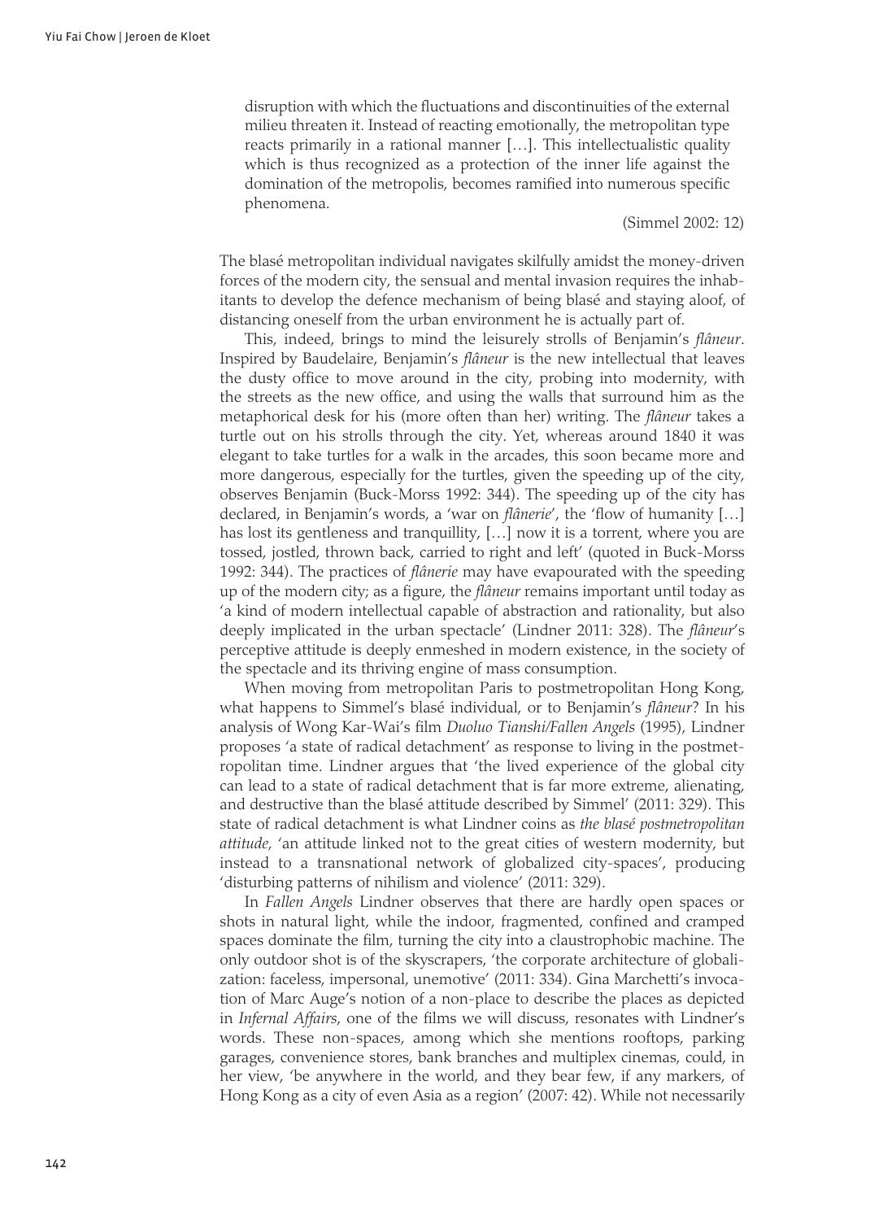> disruption with which the fluctuations and discontinuities of the external milieu threaten it. Instead of reacting emotionally, the metropolitan type reacts primarily in a rational manner […]. This intellectualistic quality which is thus recognized as a protection of the inner life against the domination of the metropolis, becomes ramified into numerous specific phenomena.
>
> (Simmel 2002: 12)

The blasé metropolitan individual navigates skilfully amidst the money-driven forces of the modern city, the sensual and mental invasion requires the inhabitants to develop the defence mechanism of being blasé and staying aloof, of distancing oneself from the urban environment he is actually part of.

This, indeed, brings to mind the leisurely strolls of Benjamin's *flâneur*. Inspired by Baudelaire, Benjamin's *flâneur* is the new intellectual that leaves the dusty office to move around in the city, probing into modernity, with the streets as the new office, and using the walls that surround him as the metaphorical desk for his (more often than her) writing. The *flâneur* takes a turtle out on his strolls through the city. Yet, whereas around 1840 it was elegant to take turtles for a walk in the arcades, this soon became more and more dangerous, especially for the turtles, given the speeding up of the city, observes Benjamin (Buck-Morss 1992: 344). The speeding up of the city has declared, in Benjamin's words, a 'war on *flânerie*', the 'flow of humanity […] has lost its gentleness and tranquillity, […] now it is a torrent, where you are tossed, jostled, thrown back, carried to right and left' (quoted in Buck-Morss 1992: 344). The practices of *flânerie* may have evapourated with the speeding up of the modern city; as a figure, the *flâneur* remains important until today as 'a kind of modern intellectual capable of abstraction and rationality, but also deeply implicated in the urban spectacle' (Lindner 2011: 328). The *flâneur*'s perceptive attitude is deeply enmeshed in modern existence, in the society of the spectacle and its thriving engine of mass consumption.

When moving from metropolitan Paris to postmetropolitan Hong Kong, what happens to Simmel's blasé individual, or to Benjamin's *flâneur*? In his analysis of Wong Kar-Wai's film *Duoluo Tianshi/Fallen Angels* (1995), Lindner proposes 'a state of radical detachment' as response to living in the postmetropolitan time. Lindner argues that 'the lived experience of the global city can lead to a state of radical detachment that is far more extreme, alienating, and destructive than the blasé attitude described by Simmel' (2011: 329). This state of radical detachment is what Lindner coins as *the blasé postmetropolitan attitude*, 'an attitude linked not to the great cities of western modernity, but instead to a transnational network of globalized city-spaces', producing 'disturbing patterns of nihilism and violence' (2011: 329).

In *Fallen Angels* Lindner observes that there are hardly open spaces or shots in natural light, while the indoor, fragmented, confined and cramped spaces dominate the film, turning the city into a claustrophobic machine. The only outdoor shot is of the skyscrapers, 'the corporate architecture of globalization: faceless, impersonal, unemotive' (2011: 334). Gina Marchetti's invocation of Marc Auge's notion of a non-place to describe the places as depicted in *Infernal Affairs*, one of the films we will discuss, resonates with Lindner's words. These non-spaces, among which she mentions rooftops, parking garages, convenience stores, bank branches and multiplex cinemas, could, in her view, 'be anywhere in the world, and they bear few, if any markers, of Hong Kong as a city of even Asia as a region' (2007: 42). While not necessarily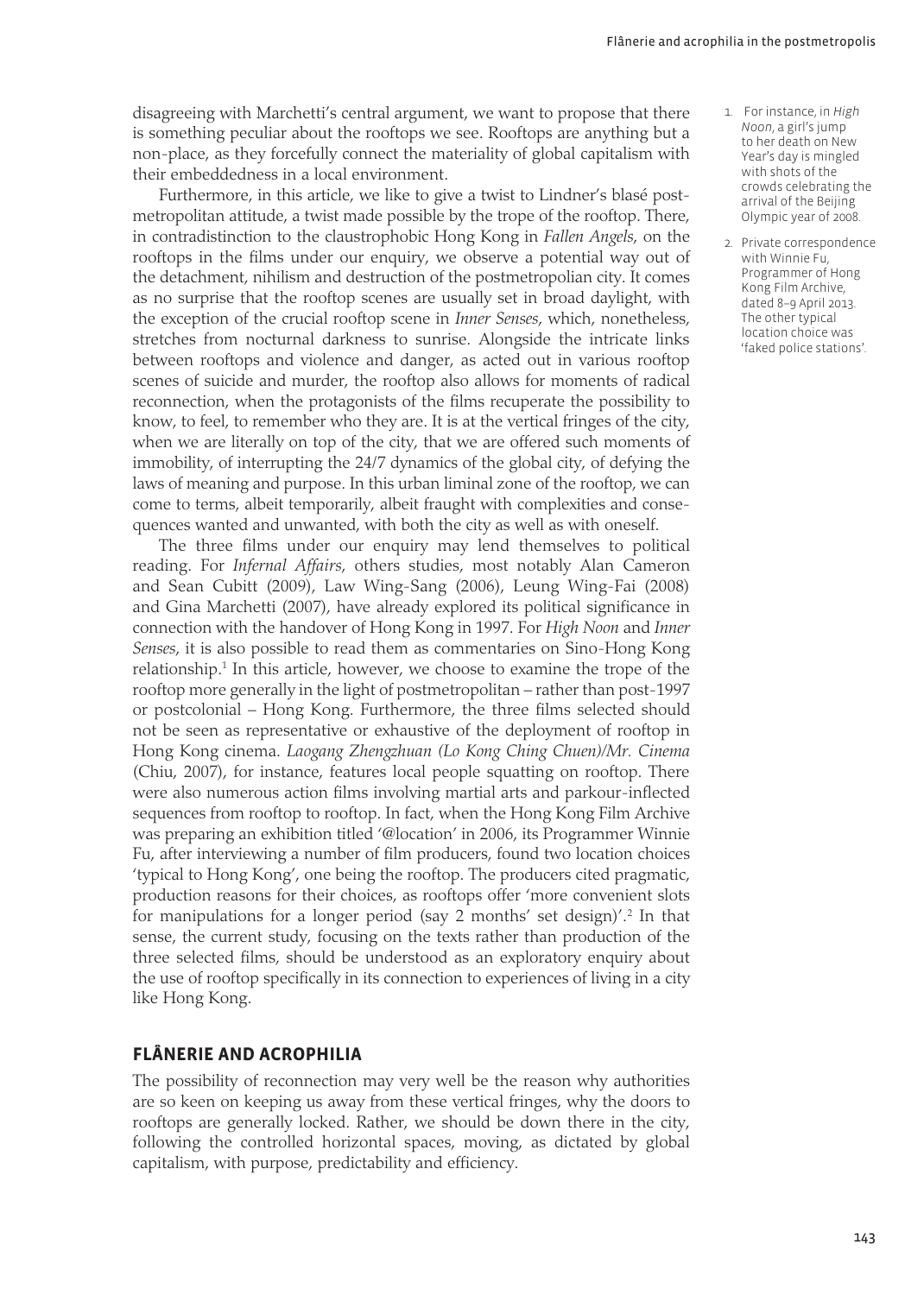disagreeing with Marchetti's central argument, we want to propose that there is something peculiar about the rooftops we see. Rooftops are anything but a non-place, as they forcefully connect the materiality of global capitalism with their embeddedness in a local environment.

Furthermore, in this article, we like to give a twist to Lindner's blasé post-metropolitan attitude, a twist made possible by the trope of the rooftop. There, in contradistinction to the claustrophobic Hong Kong in *Fallen Angels*, on the rooftops in the films under our enquiry, we observe a potential way out of the detachment, nihilism and destruction of the postmetropolian city. It comes as no surprise that the rooftop scenes are usually set in broad daylight, with the exception of the crucial rooftop scene in *Inner Senses*, which, nonetheless, stretches from nocturnal darkness to sunrise. Alongside the intricate links between rooftops and violence and danger, as acted out in various rooftop scenes of suicide and murder, the rooftop also allows for moments of radical reconnection, when the protagonists of the films recuperate the possibility to know, to feel, to remember who they are. It is at the vertical fringes of the city, when we are literally on top of the city, that we are offered such moments of immobility, of interrupting the 24/7 dynamics of the global city, of defying the laws of meaning and purpose. In this urban liminal zone of the rooftop, we can come to terms, albeit temporarily, albeit fraught with complexities and consequences wanted and unwanted, with both the city as well as with oneself.

The three films under our enquiry may lend themselves to political reading. For *Infernal Affairs*, others studies, most notably Alan Cameron and Sean Cubitt (2009), Law Wing-Sang (2006), Leung Wing-Fai (2008) and Gina Marchetti (2007), have already explored its political significance in connection with the handover of Hong Kong in 1997. For *High Noon* and *Inner Senses*, it is also possible to read them as commentaries on Sino-Hong Kong relationship.[1] In this article, however, we choose to examine the trope of the rooftop more generally in the light of postmetropolitan – rather than post-1997 or postcolonial – Hong Kong. Furthermore, the three films selected should not be seen as representative or exhaustive of the deployment of rooftop in Hong Kong cinema. *Laogang Zhengzhuan (Lo Kong Ching Chuen)/Mr. Cinema* (Chiu, 2007), for instance, features local people squatting on rooftop. There were also numerous action films involving martial arts and parkour-inflected sequences from rooftop to rooftop. In fact, when the Hong Kong Film Archive was preparing an exhibition titled '@location' in 2006, its Programmer Winnie Fu, after interviewing a number of film producers, found two location choices 'typical to Hong Kong', one being the rooftop. The producers cited pragmatic, production reasons for their choices, as rooftops offer 'more convenient slots for manipulations for a longer period (say 2 months' set design)'.[2] In that sense, the current study, focusing on the texts rather than production of the three selected films, should be understood as an exploratory enquiry about the use of rooftop specifically in its connection to experiences of living in a city like Hong Kong.

## FLÂNERIE AND ACROPHILIA

The possibility of reconnection may very well be the reason why authorities are so keen on keeping us away from these vertical fringes, why the doors to rooftops are generally locked. Rather, we should be down there in the city, following the controlled horizontal spaces, moving, as dictated by global capitalism, with purpose, predictability and efficiency.

1. For instance, in *High Noon*, a girl's jump to her death on New Year's day is mingled with shots of the crowds celebrating the arrival of the Beijing Olympic year of 2008.

2. Private correspondence with Winnie Fu, Programmer of Hong Kong Film Archive, dated 8–9 April 2013. The other typical location choice was 'faked police stations'.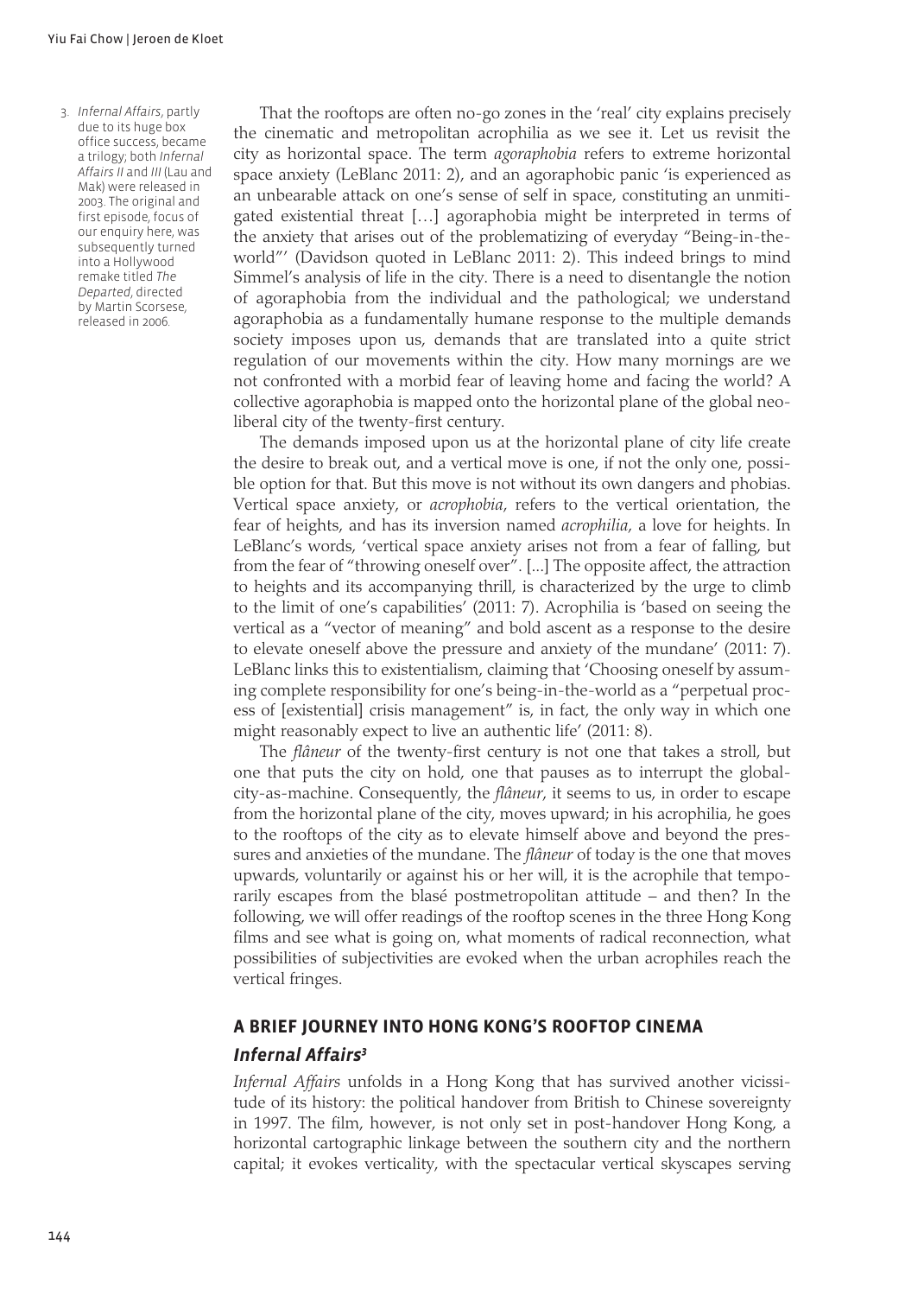That the rooftops are often no-go zones in the 'real' city explains precisely the cinematic and metropolitan acrophilia as we see it. Let us revisit the city as horizontal space. The term *agoraphobia* refers to extreme horizontal space anxiety (LeBlanc 2011: 2), and an agoraphobic panic 'is experienced as an unbearable attack on one's sense of self in space, constituting an unmitigated existential threat […] agoraphobia might be interpreted in terms of the anxiety that arises out of the problematizing of everyday "Being-in-the-world"' (Davidson quoted in LeBlanc 2011: 2). This indeed brings to mind Simmel's analysis of life in the city. There is a need to disentangle the notion of agoraphobia from the individual and the pathological; we understand agoraphobia as a fundamentally humane response to the multiple demands society imposes upon us, demands that are translated into a quite strict regulation of our movements within the city. How many mornings are we not confronted with a morbid fear of leaving home and facing the world? A collective agoraphobia is mapped onto the horizontal plane of the global neoliberal city of the twenty-first century.

The demands imposed upon us at the horizontal plane of city life create the desire to break out, and a vertical move is one, if not the only one, possible option for that. But this move is not without its own dangers and phobias. Vertical space anxiety, or *acrophobia*, refers to the vertical orientation, the fear of heights, and has its inversion named *acrophilia*, a love for heights. In LeBlanc's words, 'vertical space anxiety arises not from a fear of falling, but from the fear of "throwing oneself over". [...] The opposite affect, the attraction to heights and its accompanying thrill, is characterized by the urge to climb to the limit of one's capabilities' (2011: 7). Acrophilia is 'based on seeing the vertical as a "vector of meaning" and bold ascent as a response to the desire to elevate oneself above the pressure and anxiety of the mundane' (2011: 7). LeBlanc links this to existentialism, claiming that 'Choosing oneself by assuming complete responsibility for one's being-in-the-world as a "perpetual process of [existential] crisis management" is, in fact, the only way in which one might reasonably expect to live an authentic life' (2011: 8).

The *flâneur* of the twenty-first century is not one that takes a stroll, but one that puts the city on hold, one that pauses as to interrupt the global-city-as-machine. Consequently, the *flâneur*, it seems to us, in order to escape from the horizontal plane of the city, moves upward; in his acrophilia, he goes to the rooftops of the city as to elevate himself above and beyond the pressures and anxieties of the mundane. The *flâneur* of today is the one that moves upwards, voluntarily or against his or her will, it is the acrophile that temporarily escapes from the blasé postmetropolitan attitude – and then? In the following, we will offer readings of the rooftop scenes in the three Hong Kong films and see what is going on, what moments of radical reconnection, what possibilities of subjectivities are evoked when the urban acrophiles reach the vertical fringes.

## A BRIEF JOURNEY INTO HONG KONG'S ROOFTOP CINEMA

### *Infernal Affairs*[3]

*Infernal Affairs* unfolds in a Hong Kong that has survived another vicissitude of its history: the political handover from British to Chinese sovereignty in 1997. The film, however, is not only set in post-handover Hong Kong, a horizontal cartographic linkage between the southern city and the northern capital; it evokes verticality, with the spectacular vertical skyscapes serving

3. *Infernal Affairs*, partly due to its huge box office success, became a trilogy; both *Infernal Affairs II* and *III* (Lau and Mak) were released in 2003. The original and first episode, focus of our enquiry here, was subsequently turned into a Hollywood remake titled *The Departed*, directed by Martin Scorsese, released in 2006.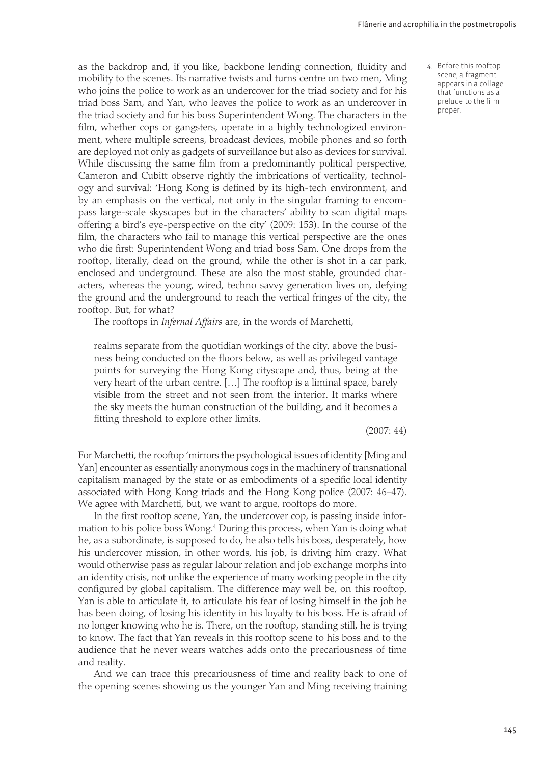as the backdrop and, if you like, backbone lending connection, fluidity and mobility to the scenes. Its narrative twists and turns centre on two men, Ming who joins the police to work as an undercover for the triad society and for his triad boss Sam, and Yan, who leaves the police to work as an undercover in the triad society and for his boss Superintendent Wong. The characters in the film, whether cops or gangsters, operate in a highly technologized environment, where multiple screens, broadcast devices, mobile phones and so forth are deployed not only as gadgets of surveillance but also as devices for survival. While discussing the same film from a predominantly political perspective, Cameron and Cubitt observe rightly the imbrications of verticality, technology and survival: 'Hong Kong is defined by its high-tech environment, and by an emphasis on the vertical, not only in the singular framing to encompass large-scale skyscapes but in the characters' ability to scan digital maps offering a bird's eye-perspective on the city' (2009: 153). In the course of the film, the characters who fail to manage this vertical perspective are the ones who die first: Superintendent Wong and triad boss Sam. One drops from the rooftop, literally, dead on the ground, while the other is shot in a car park, enclosed and underground. These are also the most stable, grounded characters, whereas the young, wired, techno savvy generation lives on, defying the ground and the underground to reach the vertical fringes of the city, the rooftop. But, for what?

The rooftops in *Infernal Affairs* are, in the words of Marchetti,

> realms separate from the quotidian workings of the city, above the business being conducted on the floors below, as well as privileged vantage points for surveying the Hong Kong cityscape and, thus, being at the very heart of the urban centre. […] The rooftop is a liminal space, barely visible from the street and not seen from the interior. It marks where the sky meets the human construction of the building, and it becomes a fitting threshold to explore other limits.
>
> (2007: 44)

For Marchetti, the rooftop 'mirrors the psychological issues of identity [Ming and Yan] encounter as essentially anonymous cogs in the machinery of transnational capitalism managed by the state or as embodiments of a specific local identity associated with Hong Kong triads and the Hong Kong police (2007: 46–47). We agree with Marchetti, but, we want to argue, rooftops do more.

In the first rooftop scene, Yan, the undercover cop, is passing inside information to his police boss Wong.[4] During this process, when Yan is doing what he, as a subordinate, is supposed to do, he also tells his boss, desperately, how his undercover mission, in other words, his job, is driving him crazy. What would otherwise pass as regular labour relation and job exchange morphs into an identity crisis, not unlike the experience of many working people in the city configured by global capitalism. The difference may well be, on this rooftop, Yan is able to articulate it, to articulate his fear of losing himself in the job he has been doing, of losing his identity in his loyalty to his boss. He is afraid of no longer knowing who he is. There, on the rooftop, standing still, he is trying to know. The fact that Yan reveals in this rooftop scene to his boss and to the audience that he never wears watches adds onto the precariousness of time and reality.

And we can trace this precariousness of time and reality back to one of the opening scenes showing us the younger Yan and Ming receiving training

4. Before this rooftop scene, a fragment appears in a collage that functions as a prelude to the film proper.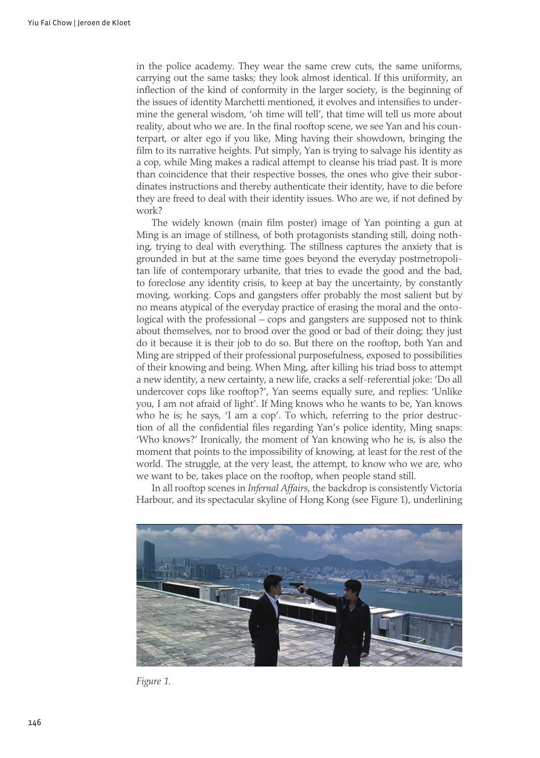in the police academy. They wear the same crew cuts, the same uniforms, carrying out the same tasks; they look almost identical. If this uniformity, an inflection of the kind of conformity in the larger society, is the beginning of the issues of identity Marchetti mentioned, it evolves and intensifies to undermine the general wisdom, 'oh time will tell', that time will tell us more about reality, about who we are. In the final rooftop scene, we see Yan and his counterpart, or alter ego if you like, Ming having their showdown, bringing the film to its narrative heights. Put simply, Yan is trying to salvage his identity as a cop, while Ming makes a radical attempt to cleanse his triad past. It is more than coincidence that their respective bosses, the ones who give their subordinates instructions and thereby authenticate their identity, have to die before they are freed to deal with their identity issues. Who are we, if not defined by work?

The widely known (main film poster) image of Yan pointing a gun at Ming is an image of stillness, of both protagonists standing still, doing nothing, trying to deal with everything. The stillness captures the anxiety that is grounded in but at the same time goes beyond the everyday postmetropolitan life of contemporary urbanite, that tries to evade the good and the bad, to foreclose any identity crisis, to keep at bay the uncertainty, by constantly moving, working. Cops and gangsters offer probably the most salient but by no means atypical of the everyday practice of erasing the moral and the ontological with the professional – cops and gangsters are supposed not to think about themselves, nor to brood over the good or bad of their doing; they just do it because it is their job to do so. But there on the rooftop, both Yan and Ming are stripped of their professional purposefulness, exposed to possibilities of their knowing and being. When Ming, after killing his triad boss to attempt a new identity, a new certainty, a new life, cracks a self-referential joke: 'Do all undercover cops like rooftop?', Yan seems equally sure, and replies: 'Unlike you, I am not afraid of light'. If Ming knows who he wants to be, Yan knows who he is; he says, 'I am a cop'. To which, referring to the prior destruction of all the confidential files regarding Yan's police identity, Ming snaps: 'Who knows?' Ironically, the moment of Yan knowing who he is, is also the moment that points to the impossibility of knowing, at least for the rest of the world. The struggle, at the very least, the attempt, to know who we are, who we want to be, takes place on the rooftop, when people stand still.

In all rooftop scenes in *Infernal Affairs*, the backdrop is consistently Victoria Harbour, and its spectacular skyline of Hong Kong (see Figure 1), underlining

*Figure 1.*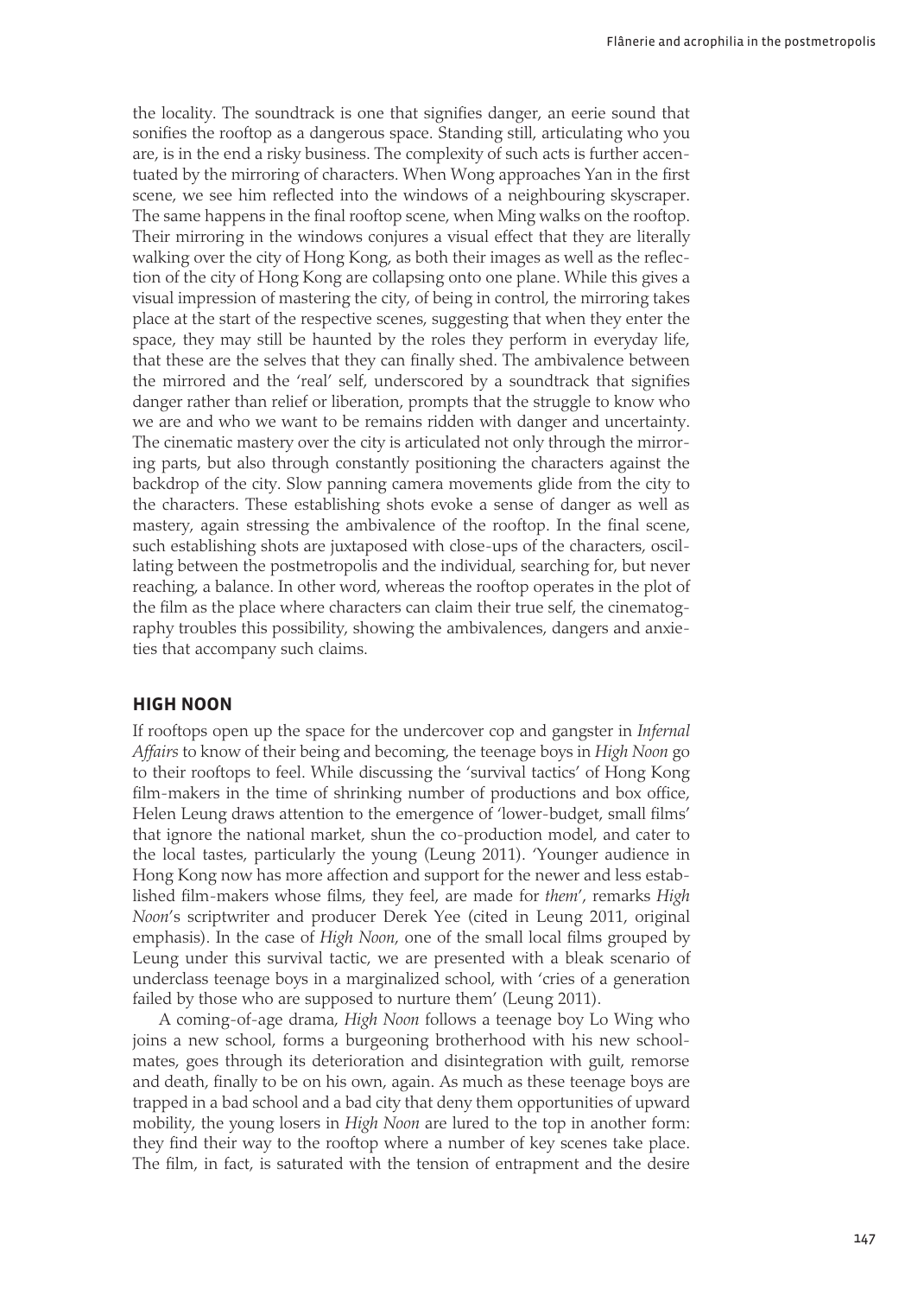the locality. The soundtrack is one that signifies danger, an eerie sound that sonifies the rooftop as a dangerous space. Standing still, articulating who you are, is in the end a risky business. The complexity of such acts is further accentuated by the mirroring of characters. When Wong approaches Yan in the first scene, we see him reflected into the windows of a neighbouring skyscraper. The same happens in the final rooftop scene, when Ming walks on the rooftop. Their mirroring in the windows conjures a visual effect that they are literally walking over the city of Hong Kong, as both their images as well as the reflection of the city of Hong Kong are collapsing onto one plane. While this gives a visual impression of mastering the city, of being in control, the mirroring takes place at the start of the respective scenes, suggesting that when they enter the space, they may still be haunted by the roles they perform in everyday life, that these are the selves that they can finally shed. The ambivalence between the mirrored and the 'real' self, underscored by a soundtrack that signifies danger rather than relief or liberation, prompts that the struggle to know who we are and who we want to be remains ridden with danger and uncertainty. The cinematic mastery over the city is articulated not only through the mirroring parts, but also through constantly positioning the characters against the backdrop of the city. Slow panning camera movements glide from the city to the characters. These establishing shots evoke a sense of danger as well as mastery, again stressing the ambivalence of the rooftop. In the final scene, such establishing shots are juxtaposed with close-ups of the characters, oscillating between the postmetropolis and the individual, searching for, but never reaching, a balance. In other word, whereas the rooftop operates in the plot of the film as the place where characters can claim their true self, the cinematography troubles this possibility, showing the ambivalences, dangers and anxieties that accompany such claims.

## HIGH NOON

If rooftops open up the space for the undercover cop and gangster in *Infernal Affairs* to know of their being and becoming, the teenage boys in *High Noon* go to their rooftops to feel. While discussing the 'survival tactics' of Hong Kong film-makers in the time of shrinking number of productions and box office, Helen Leung draws attention to the emergence of 'lower-budget, small films' that ignore the national market, shun the co-production model, and cater to the local tastes, particularly the young (Leung 2011). 'Younger audience in Hong Kong now has more affection and support for the newer and less established film-makers whose films, they feel, are made for *them*', remarks *High Noon*'s scriptwriter and producer Derek Yee (cited in Leung 2011, original emphasis). In the case of *High Noon*, one of the small local films grouped by Leung under this survival tactic, we are presented with a bleak scenario of underclass teenage boys in a marginalized school, with 'cries of a generation failed by those who are supposed to nurture them' (Leung 2011).

A coming-of-age drama, *High Noon* follows a teenage boy Lo Wing who joins a new school, forms a burgeoning brotherhood with his new schoolmates, goes through its deterioration and disintegration with guilt, remorse and death, finally to be on his own, again. As much as these teenage boys are trapped in a bad school and a bad city that deny them opportunities of upward mobility, the young losers in *High Noon* are lured to the top in another form: they find their way to the rooftop where a number of key scenes take place. The film, in fact, is saturated with the tension of entrapment and the desire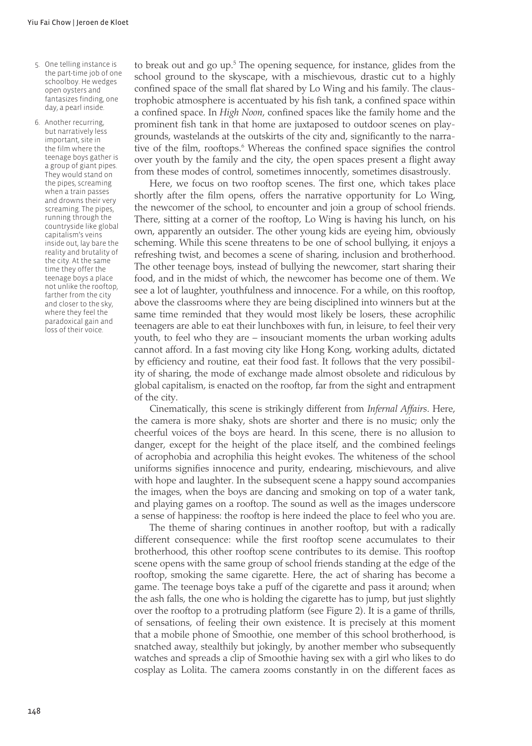to break out and go up.[5] The opening sequence, for instance, glides from the school ground to the skyscape, with a mischievous, drastic cut to a highly confined space of the small flat shared by Lo Wing and his family. The claustrophobic atmosphere is accentuated by his fish tank, a confined space within a confined space. In *High Noon*, confined spaces like the family home and the prominent fish tank in that home are juxtaposed to outdoor scenes on playgrounds, wastelands at the outskirts of the city and, significantly to the narrative of the film, rooftops.[6] Whereas the confined space signifies the control over youth by the family and the city, the open spaces present a flight away from these modes of control, sometimes innocently, sometimes disastrously.

Here, we focus on two rooftop scenes. The first one, which takes place shortly after the film opens, offers the narrative opportunity for Lo Wing, the newcomer of the school, to encounter and join a group of school friends. There, sitting at a corner of the rooftop, Lo Wing is having his lunch, on his own, apparently an outsider. The other young kids are eyeing him, obviously scheming. While this scene threatens to be one of school bullying, it enjoys a refreshing twist, and becomes a scene of sharing, inclusion and brotherhood. The other teenage boys, instead of bullying the newcomer, start sharing their food, and in the midst of which, the newcomer has become one of them. We see a lot of laughter, youthfulness and innocence. For a while, on this rooftop, above the classrooms where they are being disciplined into winners but at the same time reminded that they would most likely be losers, these acrophilic teenagers are able to eat their lunchboxes with fun, in leisure, to feel their very youth, to feel who they are – insouciant moments the urban working adults cannot afford. In a fast moving city like Hong Kong, working adults, dictated by efficiency and routine, eat their food fast. It follows that the very possibility of sharing, the mode of exchange made almost obsolete and ridiculous by global capitalism, is enacted on the rooftop, far from the sight and entrapment of the city.

Cinematically, this scene is strikingly different from *Infernal Affairs*. Here, the camera is more shaky, shots are shorter and there is no music; only the cheerful voices of the boys are heard. In this scene, there is no allusion to danger, except for the height of the place itself, and the combined feelings of acrophobia and acrophilia this height evokes. The whiteness of the school uniforms signifies innocence and purity, endearing, mischievours, and alive with hope and laughter. In the subsequent scene a happy sound accompanies the images, when the boys are dancing and smoking on top of a water tank, and playing games on a rooftop. The sound as well as the images underscore a sense of happiness: the rooftop is here indeed the place to feel who you are.

The theme of sharing continues in another rooftop, but with a radically different consequence: while the first rooftop scene accumulates to their brotherhood, this other rooftop scene contributes to its demise. This rooftop scene opens with the same group of school friends standing at the edge of the rooftop, smoking the same cigarette. Here, the act of sharing has become a game. The teenage boys take a puff of the cigarette and pass it around; when the ash falls, the one who is holding the cigarette has to jump, but just slightly over the rooftop to a protruding platform (see Figure 2). It is a game of thrills, of sensations, of feeling their own existence. It is precisely at this moment that a mobile phone of Smoothie, one member of this school brotherhood, is snatched away, stealthily but jokingly, by another member who subsequently watches and spreads a clip of Smoothie having sex with a girl who likes to do cosplay as Lolita. The camera zooms constantly in on the different faces as

5. One telling instance is the part-time job of one schoolboy. He wedges open oysters and fantasizes finding, one day, a pearl inside.

6. Another recurring, but narratively less important, site in the film where the teenage boys gather is a group of giant pipes. They would stand on the pipes, screaming when a train passes and drowns their very screaming. The pipes, running through the countryside like global capitalism's veins inside out, lay bare the reality and brutality of the city. At the same time they offer the teenage boys a place not unlike the rooftop, farther from the city and closer to the sky, where they feel the paradoxical gain and loss of their voice.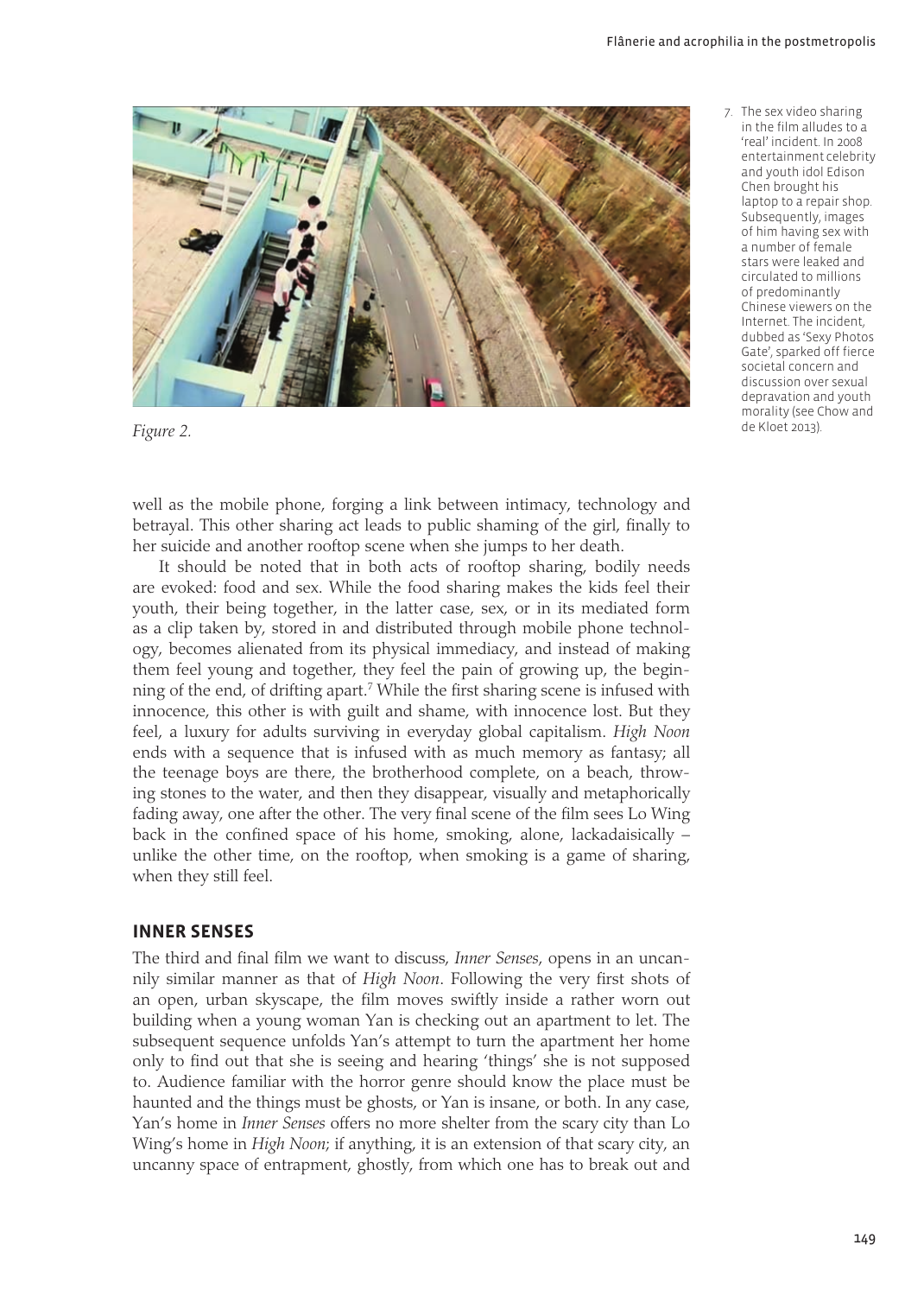*Figure 2.*

well as the mobile phone, forging a link between intimacy, technology and betrayal. This other sharing act leads to public shaming of the girl, finally to her suicide and another rooftop scene when she jumps to her death.

It should be noted that in both acts of rooftop sharing, bodily needs are evoked: food and sex. While the food sharing makes the kids feel their youth, their being together, in the latter case, sex, or in its mediated form as a clip taken by, stored in and distributed through mobile phone technology, becomes alienated from its physical immediacy, and instead of making them feel young and together, they feel the pain of growing up, the beginning of the end, of drifting apart.[7] While the first sharing scene is infused with innocence, this other is with guilt and shame, with innocence lost. But they feel, a luxury for adults surviving in everyday global capitalism. *High Noon* ends with a sequence that is infused with as much memory as fantasy; all the teenage boys are there, the brotherhood complete, on a beach, throwing stones to the water, and then they disappear, visually and metaphorically fading away, one after the other. The very final scene of the film sees Lo Wing back in the confined space of his home, smoking, alone, lackadaisically – unlike the other time, on the rooftop, when smoking is a game of sharing, when they still feel.

## INNER SENSES

The third and final film we want to discuss, *Inner Senses*, opens in an uncannily similar manner as that of *High Noon*. Following the very first shots of an open, urban skyscape, the film moves swiftly inside a rather worn out building when a young woman Yan is checking out an apartment to let. The subsequent sequence unfolds Yan's attempt to turn the apartment her home only to find out that she is seeing and hearing 'things' she is not supposed to. Audience familiar with the horror genre should know the place must be haunted and the things must be ghosts, or Yan is insane, or both. In any case, Yan's home in *Inner Senses* offers no more shelter from the scary city than Lo Wing's home in *High Noon*; if anything, it is an extension of that scary city, an uncanny space of entrapment, ghostly, from which one has to break out and

7. The sex video sharing in the film alludes to a 'real' incident. In 2008 entertainment celebrity and youth idol Edison Chen brought his laptop to a repair shop. Subsequently, images of him having sex with a number of female stars were leaked and circulated to millions of predominantly Chinese viewers on the Internet. The incident, dubbed as 'Sexy Photos Gate', sparked off fierce societal concern and discussion over sexual depravation and youth morality (see Chow and de Kloet 2013).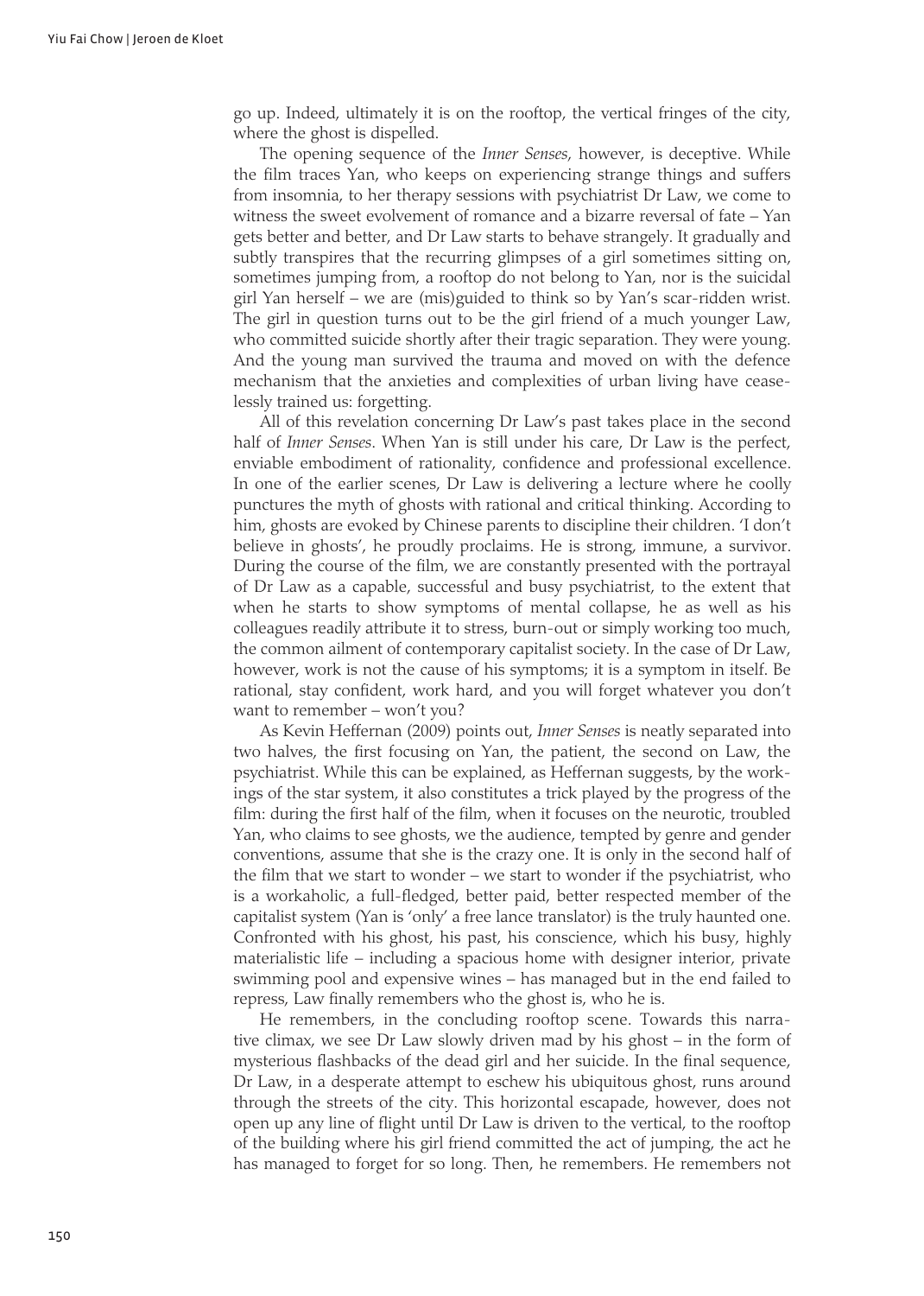go up. Indeed, ultimately it is on the rooftop, the vertical fringes of the city, where the ghost is dispelled.

The opening sequence of the *Inner Senses*, however, is deceptive. While the film traces Yan, who keeps on experiencing strange things and suffers from insomnia, to her therapy sessions with psychiatrist Dr Law, we come to witness the sweet evolvement of romance and a bizarre reversal of fate – Yan gets better and better, and Dr Law starts to behave strangely. It gradually and subtly transpires that the recurring glimpses of a girl sometimes sitting on, sometimes jumping from, a rooftop do not belong to Yan, nor is the suicidal girl Yan herself – we are (mis)guided to think so by Yan's scar-ridden wrist. The girl in question turns out to be the girl friend of a much younger Law, who committed suicide shortly after their tragic separation. They were young. And the young man survived the trauma and moved on with the defence mechanism that the anxieties and complexities of urban living have ceaselessly trained us: forgetting.

All of this revelation concerning Dr Law's past takes place in the second half of *Inner Senses*. When Yan is still under his care, Dr Law is the perfect, enviable embodiment of rationality, confidence and professional excellence. In one of the earlier scenes, Dr Law is delivering a lecture where he coolly punctures the myth of ghosts with rational and critical thinking. According to him, ghosts are evoked by Chinese parents to discipline their children. 'I don't believe in ghosts', he proudly proclaims. He is strong, immune, a survivor. During the course of the film, we are constantly presented with the portrayal of Dr Law as a capable, successful and busy psychiatrist, to the extent that when he starts to show symptoms of mental collapse, he as well as his colleagues readily attribute it to stress, burn-out or simply working too much, the common ailment of contemporary capitalist society. In the case of Dr Law, however, work is not the cause of his symptoms; it is a symptom in itself. Be rational, stay confident, work hard, and you will forget whatever you don't want to remember – won't you?

As Kevin Heffernan (2009) points out, *Inner Senses* is neatly separated into two halves, the first focusing on Yan, the patient, the second on Law, the psychiatrist. While this can be explained, as Heffernan suggests, by the workings of the star system, it also constitutes a trick played by the progress of the film: during the first half of the film, when it focuses on the neurotic, troubled Yan, who claims to see ghosts, we the audience, tempted by genre and gender conventions, assume that she is the crazy one. It is only in the second half of the film that we start to wonder – we start to wonder if the psychiatrist, who is a workaholic, a full-fledged, better paid, better respected member of the capitalist system (Yan is 'only' a free lance translator) is the truly haunted one. Confronted with his ghost, his past, his conscience, which his busy, highly materialistic life – including a spacious home with designer interior, private swimming pool and expensive wines – has managed but in the end failed to repress, Law finally remembers who the ghost is, who he is.

He remembers, in the concluding rooftop scene. Towards this narrative climax, we see Dr Law slowly driven mad by his ghost – in the form of mysterious flashbacks of the dead girl and her suicide. In the final sequence, Dr Law, in a desperate attempt to eschew his ubiquitous ghost, runs around through the streets of the city. This horizontal escapade, however, does not open up any line of flight until Dr Law is driven to the vertical, to the rooftop of the building where his girl friend committed the act of jumping, the act he has managed to forget for so long. Then, he remembers. He remembers not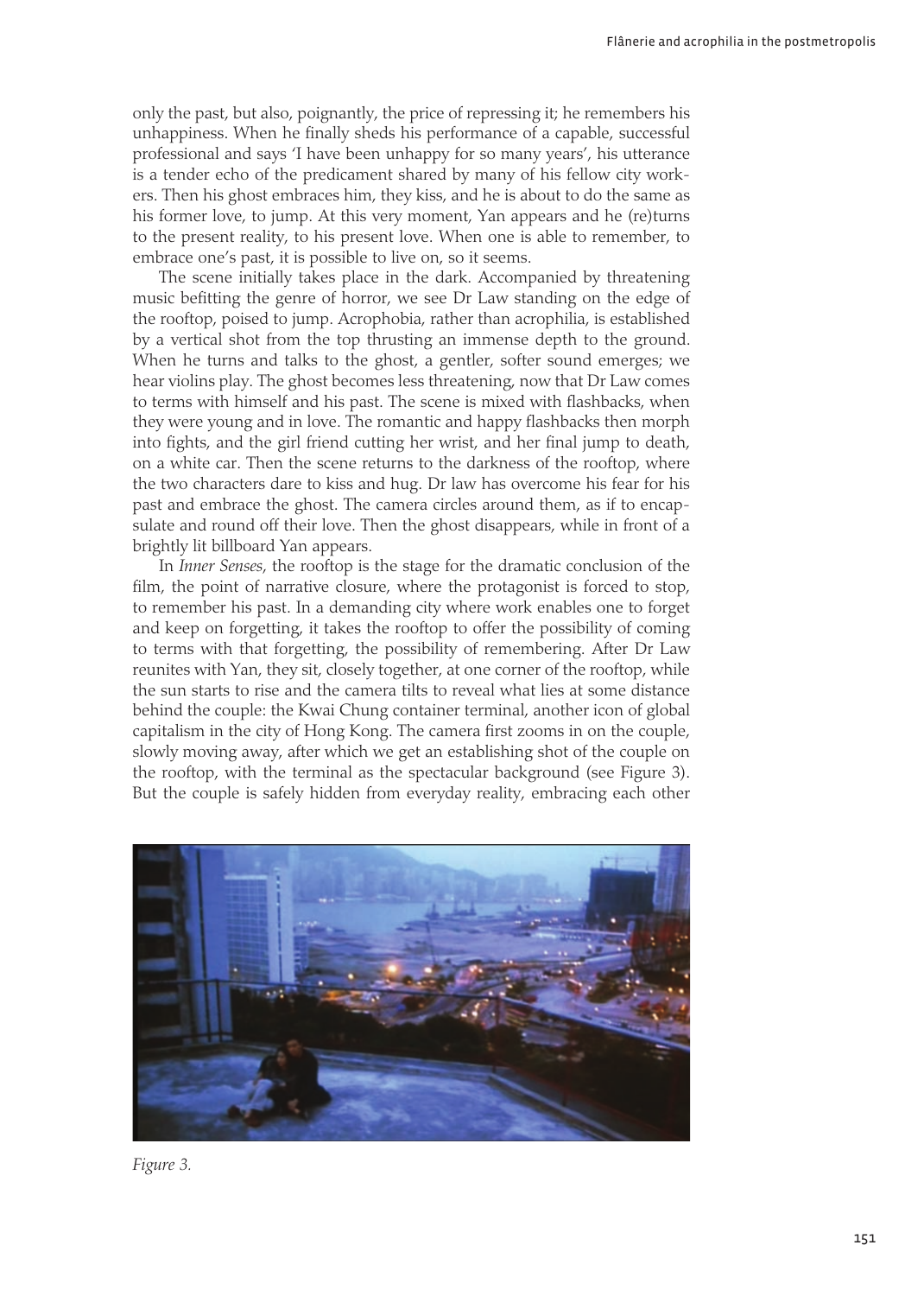only the past, but also, poignantly, the price of repressing it; he remembers his unhappiness. When he finally sheds his performance of a capable, successful professional and says 'I have been unhappy for so many years', his utterance is a tender echo of the predicament shared by many of his fellow city workers. Then his ghost embraces him, they kiss, and he is about to do the same as his former love, to jump. At this very moment, Yan appears and he (re)turns to the present reality, to his present love. When one is able to remember, to embrace one's past, it is possible to live on, so it seems.

The scene initially takes place in the dark. Accompanied by threatening music befitting the genre of horror, we see Dr Law standing on the edge of the rooftop, poised to jump. Acrophobia, rather than acrophilia, is established by a vertical shot from the top thrusting an immense depth to the ground. When he turns and talks to the ghost, a gentler, softer sound emerges; we hear violins play. The ghost becomes less threatening, now that Dr Law comes to terms with himself and his past. The scene is mixed with flashbacks, when they were young and in love. The romantic and happy flashbacks then morph into fights, and the girl friend cutting her wrist, and her final jump to death, on a white car. Then the scene returns to the darkness of the rooftop, where the two characters dare to kiss and hug. Dr law has overcome his fear for his past and embrace the ghost. The camera circles around them, as if to encapsulate and round off their love. Then the ghost disappears, while in front of a brightly lit billboard Yan appears.

In *Inner Senses*, the rooftop is the stage for the dramatic conclusion of the film, the point of narrative closure, where the protagonist is forced to stop, to remember his past. In a demanding city where work enables one to forget and keep on forgetting, it takes the rooftop to offer the possibility of coming to terms with that forgetting, the possibility of remembering. After Dr Law reunites with Yan, they sit, closely together, at one corner of the rooftop, while the sun starts to rise and the camera tilts to reveal what lies at some distance behind the couple: the Kwai Chung container terminal, another icon of global capitalism in the city of Hong Kong. The camera first zooms in on the couple, slowly moving away, after which we get an establishing shot of the couple on the rooftop, with the terminal as the spectacular background (see Figure 3). But the couple is safely hidden from everyday reality, embracing each other

*Figure 3.*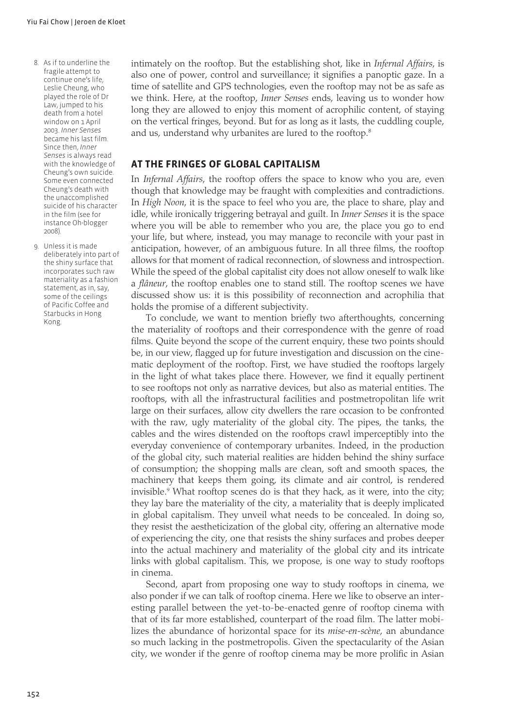intimately on the rooftop. But the establishing shot, like in *Infernal Affairs*, is also one of power, control and surveillance; it signifies a panoptic gaze. In a time of satellite and GPS technologies, even the rooftop may not be as safe as we think. Here, at the rooftop, *Inner Senses* ends, leaving us to wonder how long they are allowed to enjoy this moment of acrophilic content, of staying on the vertical fringes, beyond. But for as long as it lasts, the cuddling couple, and us, understand why urbanites are lured to the rooftop.[8]

## AT THE FRINGES OF GLOBAL CAPITALISM

In *Infernal Affairs*, the rooftop offers the space to know who you are, even though that knowledge may be fraught with complexities and contradictions. In *High Noon*, it is the space to feel who you are, the place to share, play and idle, while ironically triggering betrayal and guilt. In *Inner Senses* it is the space where you will be able to remember who you are, the place you go to end your life, but where, instead, you may manage to reconcile with your past in anticipation, however, of an ambiguous future. In all three films, the rooftop allows for that moment of radical reconnection, of slowness and introspection. While the speed of the global capitalist city does not allow oneself to walk like a *flâneur*, the rooftop enables one to stand still. The rooftop scenes we have discussed show us: it is this possibility of reconnection and acrophilia that holds the promise of a different subjectivity.

To conclude, we want to mention briefly two afterthoughts, concerning the materiality of rooftops and their correspondence with the genre of road films. Quite beyond the scope of the current enquiry, these two points should be, in our view, flagged up for future investigation and discussion on the cinematic deployment of the rooftop. First, we have studied the rooftops largely in the light of what takes place there. However, we find it equally pertinent to see rooftops not only as narrative devices, but also as material entities. The rooftops, with all the infrastructural facilities and postmetropolitan life writ large on their surfaces, allow city dwellers the rare occasion to be confronted with the raw, ugly materiality of the global city. The pipes, the tanks, the cables and the wires distended on the rooftops crawl imperceptibly into the everyday convenience of contemporary urbanites. Indeed, in the production of the global city, such material realities are hidden behind the shiny surface of consumption; the shopping malls are clean, soft and smooth spaces, the machinery that keeps them going, its climate and air control, is rendered invisible.[9] What rooftop scenes do is that they hack, as it were, into the city; they lay bare the materiality of the city, a materiality that is deeply implicated in global capitalism. They unveil what needs to be concealed. In doing so, they resist the aestheticization of the global city, offering an alternative mode of experiencing the city, one that resists the shiny surfaces and probes deeper into the actual machinery and materiality of the global city and its intricate links with global capitalism. This, we propose, is one way to study rooftops in cinema.

Second, apart from proposing one way to study rooftops in cinema, we also ponder if we can talk of rooftop cinema. Here we like to observe an interesting parallel between the yet-to-be-enacted genre of rooftop cinema with that of its far more established, counterpart of the road film. The latter mobilizes the abundance of horizontal space for its *mise-en-scène*, an abundance so much lacking in the postmetropolis. Given the spectacularity of the Asian city, we wonder if the genre of rooftop cinema may be more prolific in Asian

8. As if to underline the fragile attempt to continue one's life, Leslie Cheung, who played the role of Dr Law, jumped to his death from a hotel window on 1 April 2003. *Inner Senses* became his last film. Since then, *Inner Senses* is always read with the knowledge of Cheung's own suicide. Some even connected Cheung's death with the unaccomplished suicide of his character in the film (see for instance Oh-blogger 2008).

9. Unless it is made deliberately into part of the shiny surface that incorporates such raw materiality as a fashion statement, as in, say, some of the ceilings of Pacific Coffee and Starbucks in Hong Kong.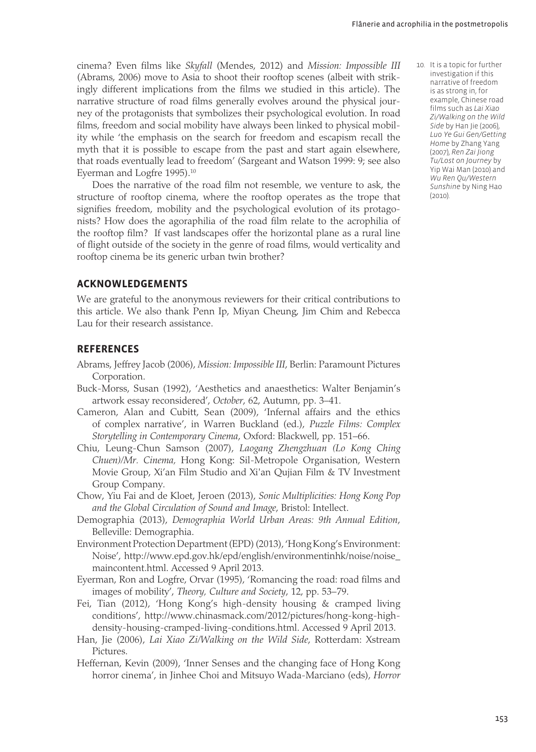cinema? Even films like *Skyfall* (Mendes, 2012) and *Mission: Impossible III* (Abrams, 2006) move to Asia to shoot their rooftop scenes (albeit with strikingly different implications from the films we studied in this article). The narrative structure of road films generally evolves around the physical journey of the protagonists that symbolizes their psychological evolution. In road films, freedom and social mobility have always been linked to physical mobility while 'the emphasis on the search for freedom and escapism recall the myth that it is possible to escape from the past and start again elsewhere, that roads eventually lead to freedom' (Sargeant and Watson 1999: 9; see also Eyerman and Logfre 1995).[10]

Does the narrative of the road film not resemble, we venture to ask, the structure of rooftop cinema, where the rooftop operates as the trope that signifies freedom, mobility and the psychological evolution of its protagonists? How does the agoraphilia of the road film relate to the acrophilia of the rooftop film? If vast landscapes offer the horizontal plane as a rural line of flight outside of the society in the genre of road films, would verticality and rooftop cinema be its generic urban twin brother?

10. It is a topic for further investigation if this narrative of freedom is as strong in, for example, Chinese road films such as *Lai Xiao Zi/Walking on the Wild Side* by Han Jie (2006), *Luo Ye Gui Gen/Getting Home* by Zhang Yang (2007), *Ren Zai Jiong Tu/Lost on Journey* by Yip Wai Man (2010) and *Wu Ren Qu/Western Sunshine* by Ning Hao (2010).

## ACKNOWLEDGEMENTS

We are grateful to the anonymous reviewers for their critical contributions to this article. We also thank Penn Ip, Miyan Cheung, Jim Chim and Rebecca Lau for their research assistance.

## REFERENCES

Abrams, Jeffrey Jacob (2006), *Mission: Impossible III*, Berlin: Paramount Pictures Corporation.

Buck-Morss, Susan (1992), 'Aesthetics and anaesthetics: Walter Benjamin's artwork essay reconsidered', *October*, 62, Autumn, pp. 3–41.

Cameron, Alan and Cubitt, Sean (2009), 'Infernal affairs and the ethics of complex narrative', in Warren Buckland (ed.), *Puzzle Films: Complex Storytelling in Contemporary Cinema*, Oxford: Blackwell, pp. 151–66.

Chiu, Leung-Chun Samson (2007), *Laogang Zhengzhuan (Lo Kong Ching Chuen)/Mr. Cinema,* Hong Kong: Sil-Metropole Organisation, Western Movie Group, Xi'an Film Studio and Xi'an Qujian Film & TV Investment Group Company.

Chow, Yiu Fai and de Kloet, Jeroen (2013), *Sonic Multiplicities: Hong Kong Pop and the Global Circulation of Sound and Image*, Bristol: Intellect.

Demographia (2013), *Demographia World Urban Areas: 9th Annual Edition*, Belleville: Demographia.

Environment Protection Department (EPD) (2013), 'Hong Kong's Environment: Noise', http://www.epd.gov.hk/epd/english/environmentinhk/noise/noise_maincontent.html. Accessed 9 April 2013.

Eyerman, Ron and Logfre, Orvar (1995), 'Romancing the road: road films and images of mobility', *Theory, Culture and Society*, 12, pp. 53–79.

Fei, Tian (2012), 'Hong Kong's high-density housing & cramped living conditions', http://www.chinasmack.com/2012/pictures/hong-kong-high-density-housing-cramped-living-conditions.html. Accessed 9 April 2013.

Han, Jie (2006), *Lai Xiao Zi/Walking on the Wild Side*, Rotterdam: Xstream Pictures.

Heffernan, Kevin (2009), 'Inner Senses and the changing face of Hong Kong horror cinema', in Jinhee Choi and Mitsuyo Wada-Marciano (eds), *Horror*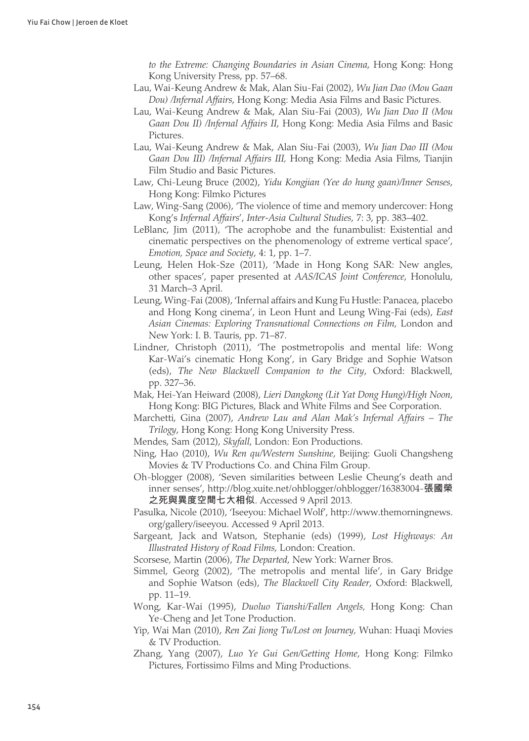*to the Extreme: Changing Boundaries in Asian Cinema*, Hong Kong: Hong Kong University Press, pp. 57–68.

Lau, Wai-Keung Andrew & Mak, Alan Siu-Fai (2002), *Wu Jian Dao (Mou Gaan Dou) /Infernal Affairs*, Hong Kong: Media Asia Films and Basic Pictures.

Lau, Wai-Keung Andrew & Mak, Alan Siu-Fai (2003), *Wu Jian Dao II (Mou Gaan Dou II) /Infernal Affairs II*, Hong Kong: Media Asia Films and Basic Pictures.

Lau, Wai-Keung Andrew & Mak, Alan Siu-Fai (2003), *Wu Jian Dao III (Mou Gaan Dou III) /Infernal Affairs III,* Hong Kong: Media Asia Films, Tianjin Film Studio and Basic Pictures.

Law, Chi-Leung Bruce (2002), *Yidu Kongjian (Yee do hung gaan)/Inner Senses*, Hong Kong: Filmko Pictures

Law, Wing-Sang (2006), 'The violence of time and memory undercover: Hong Kong's *Infernal Affairs*', *Inter-Asia Cultural Studies*, 7: 3, pp. 383–402.

LeBlanc, Jim (2011), 'The acrophobe and the funambulist: Existential and cinematic perspectives on the phenomenology of extreme vertical space', *Emotion, Space and Society*, 4: 1, pp. 1–7.

Leung, Helen Hok-Sze (2011), 'Made in Hong Kong SAR: New angles, other spaces', paper presented at *AAS/ICAS Joint Conference*, Honolulu, 31 March–3 April.

Leung, Wing-Fai (2008), 'Infernal affairs and Kung Fu Hustle: Panacea, placebo and Hong Kong cinema', in Leon Hunt and Leung Wing-Fai (eds), *East Asian Cinemas: Exploring Transnational Connections on Film*, London and New York: I. B. Tauris, pp. 71–87.

Lindner, Christoph (2011), 'The postmetropolis and mental life: Wong Kar-Wai's cinematic Hong Kong', in Gary Bridge and Sophie Watson (eds), *The New Blackwell Companion to the City*, Oxford: Blackwell, pp. 327–36.

Mak, Hei-Yan Heiward (2008), *Lieri Dangkong (Lit Yat Dong Hung)/High Noon*, Hong Kong: BIG Pictures, Black and White Films and See Corporation.

Marchetti, Gina (2007), *Andrew Lau and Alan Mak's Infernal Affairs – The Trilogy*, Hong Kong: Hong Kong University Press.

Mendes, Sam (2012), *Skyfall*, London: Eon Productions.

Ning, Hao (2010), *Wu Ren qu/Western Sunshine*, Beijing: Guoli Changsheng Movies & TV Productions Co. and China Film Group.

Oh-blogger (2008), 'Seven similarities between Leslie Cheung's death and inner senses', http://blog.xuite.net/ohblogger/ohblogger/16383004-**張國榮之死與異度空間七大相似**. Accessed 9 April 2013.

Pasulka, Nicole (2010), 'Iseeyou: Michael Wolf', http://www.themorningnews.org/gallery/iseeyou. Accessed 9 April 2013.

Sargeant, Jack and Watson, Stephanie (eds) (1999), *Lost Highways: An Illustrated History of Road Films*, London: Creation.

Scorsese, Martin (2006), *The Departed*, New York: Warner Bros.

Simmel, Georg (2002), 'The metropolis and mental life', in Gary Bridge and Sophie Watson (eds), *The Blackwell City Reader*, Oxford: Blackwell, pp. 11–19.

Wong, Kar-Wai (1995), *Duoluo Tianshi/Fallen Angels,* Hong Kong: Chan Ye-Cheng and Jet Tone Production.

Yip, Wai Man (2010), *Ren Zai Jiong Tu/Lost on Journey,* Wuhan: Huaqi Movies & TV Production.

Zhang, Yang (2007), *Luo Ye Gui Gen/Getting Home*, Hong Kong: Filmko Pictures, Fortissimo Films and Ming Productions.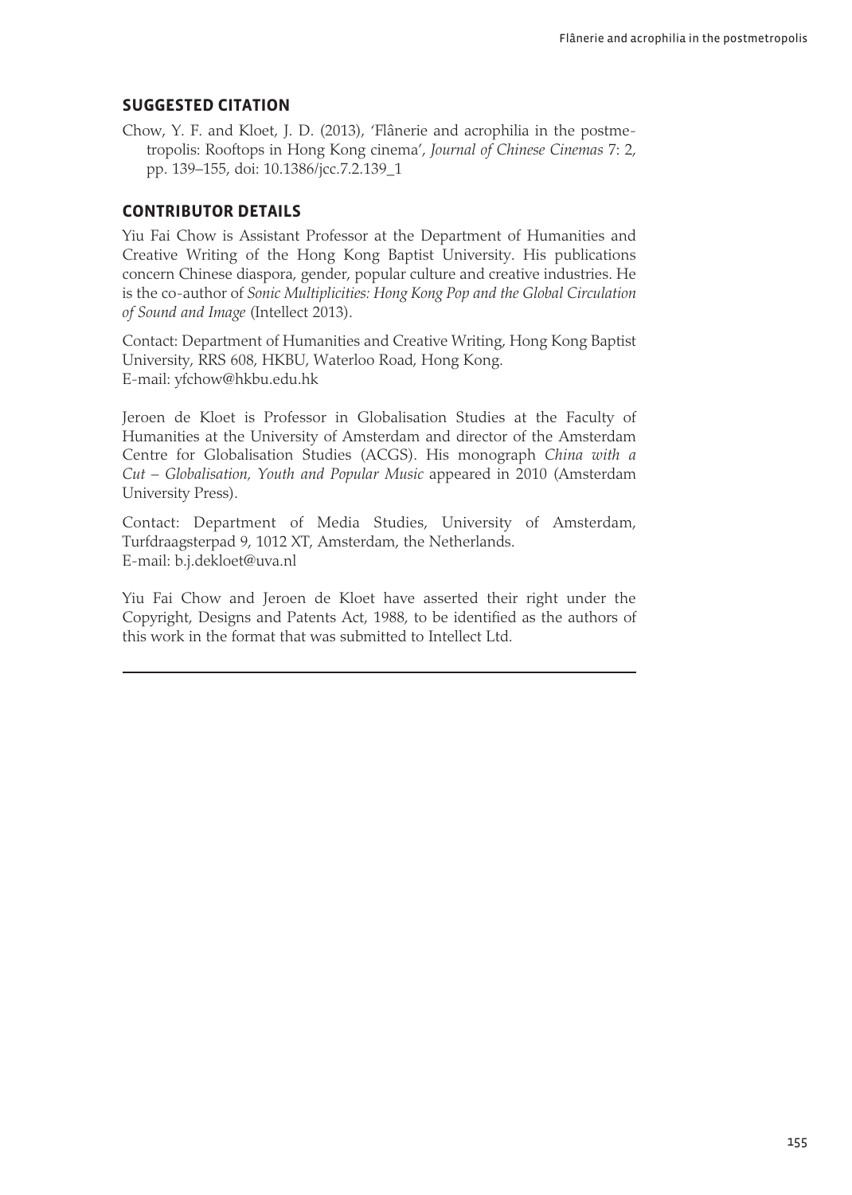## SUGGESTED CITATION

Chow, Y. F. and Kloet, J. D. (2013), 'Flânerie and acrophilia in the postmetropolis: Rooftops in Hong Kong cinema', *Journal of Chinese Cinemas* 7: 2, pp. 139–155, doi: 10.1386/jcc.7.2.139_1

## CONTRIBUTOR DETAILS

Yiu Fai Chow is Assistant Professor at the Department of Humanities and Creative Writing of the Hong Kong Baptist University. His publications concern Chinese diaspora, gender, popular culture and creative industries. He is the co-author of *Sonic Multiplicities: Hong Kong Pop and the Global Circulation of Sound and Image* (Intellect 2013).

Contact: Department of Humanities and Creative Writing, Hong Kong Baptist University, RRS 608, HKBU, Waterloo Road, Hong Kong.
E-mail: yfchow@hkbu.edu.hk

Jeroen de Kloet is Professor in Globalisation Studies at the Faculty of Humanities at the University of Amsterdam and director of the Amsterdam Centre for Globalisation Studies (ACGS). His monograph *China with a Cut – Globalisation, Youth and Popular Music* appeared in 2010 (Amsterdam University Press).

Contact: Department of Media Studies, University of Amsterdam, Turfdraagsterpad 9, 1012 XT, Amsterdam, the Netherlands.
E-mail: b.j.dekloet@uva.nl

Yiu Fai Chow and Jeroen de Kloet have asserted their right under the Copyright, Designs and Patents Act, 1988, to be identified as the authors of this work in the format that was submitted to Intellect Ltd.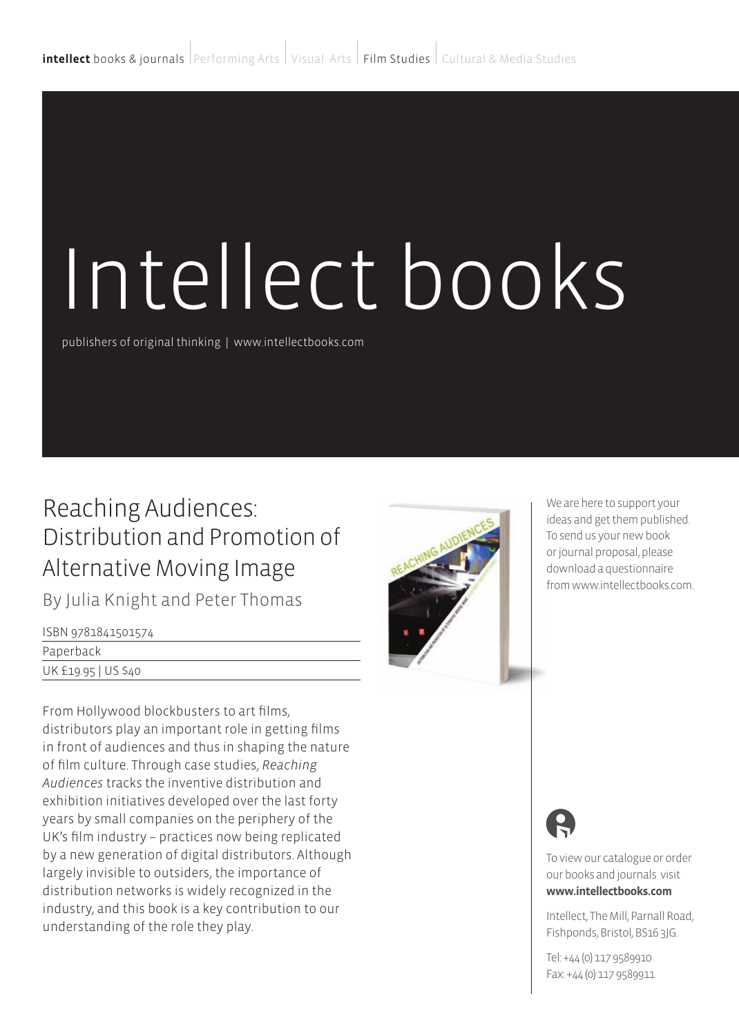**intellect** books & journals | Performing Arts | Visual Arts | Film Studies | Cultural & Media Studies

# Intellect books

publishers of original thinking | www.intellectbooks.com

## Reaching Audiences: Distribution and Promotion of Alternative Moving Image

By Julia Knight and Peter Thomas

| | |
|---|---|
| ISBN 9781841501574 | |
| Paperback | |
| UK £19.95 \| US $40 | |

From Hollywood blockbusters to art films, distributors play an important role in getting films in front of audiences and thus in shaping the nature of film culture. Through case studies, *Reaching Audiences* tracks the inventive distribution and exhibition initiatives developed over the last forty years by small companies on the periphery of the UK's film industry – practices now being replicated by a new generation of digital distributors. Although largely invisible to outsiders, the importance of distribution networks is widely recognized in the industry, and this book is a key contribution to our understanding of the role they play.

We are here to support your ideas and get them published. To send us your new book or journal proposal, please download a questionnaire from www.intellectbooks.com.

To view our catalogue or order our books and journals visit **www.intellectbooks.com**

Intellect, The Mill, Parnall Road, Fishponds, Bristol, BS16 3JG.

Tel: +44 (0) 117 9589910
Fax: +44 (0) 117 9589911